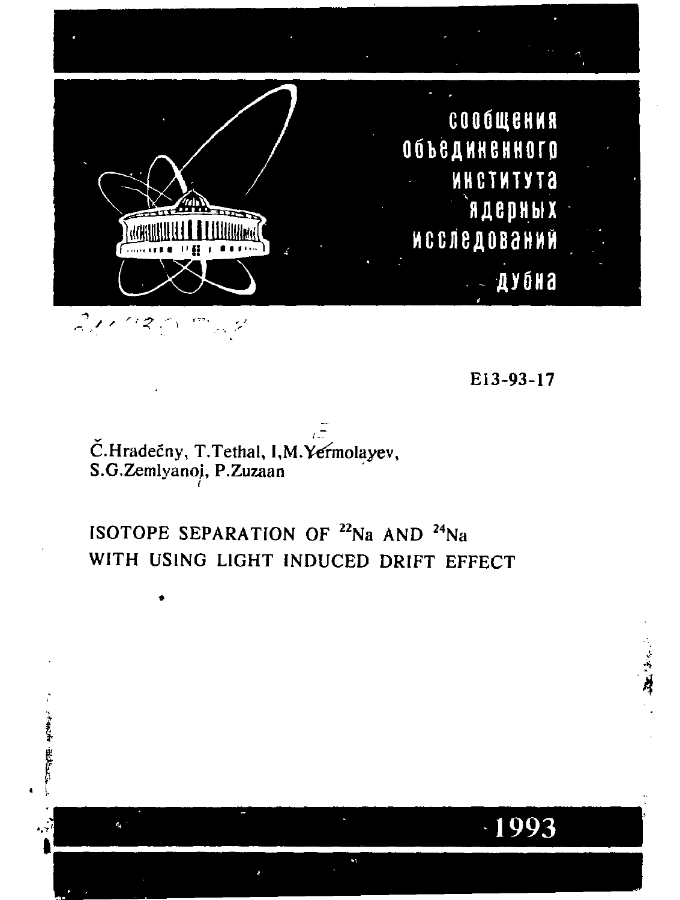сообщения
объединенного
института
ядерных
исследований

дубна

E13-93-17

Č.Hradečny, T.Tethal, I,M.Yermolayev,
S.G.Zemlyanoj, P.Zuzaan

# ISOTOPE SEPARATION OF $^{22}$Na AND $^{24}$Na WITH USING LIGHT INDUCED DRIFT EFFECT

1993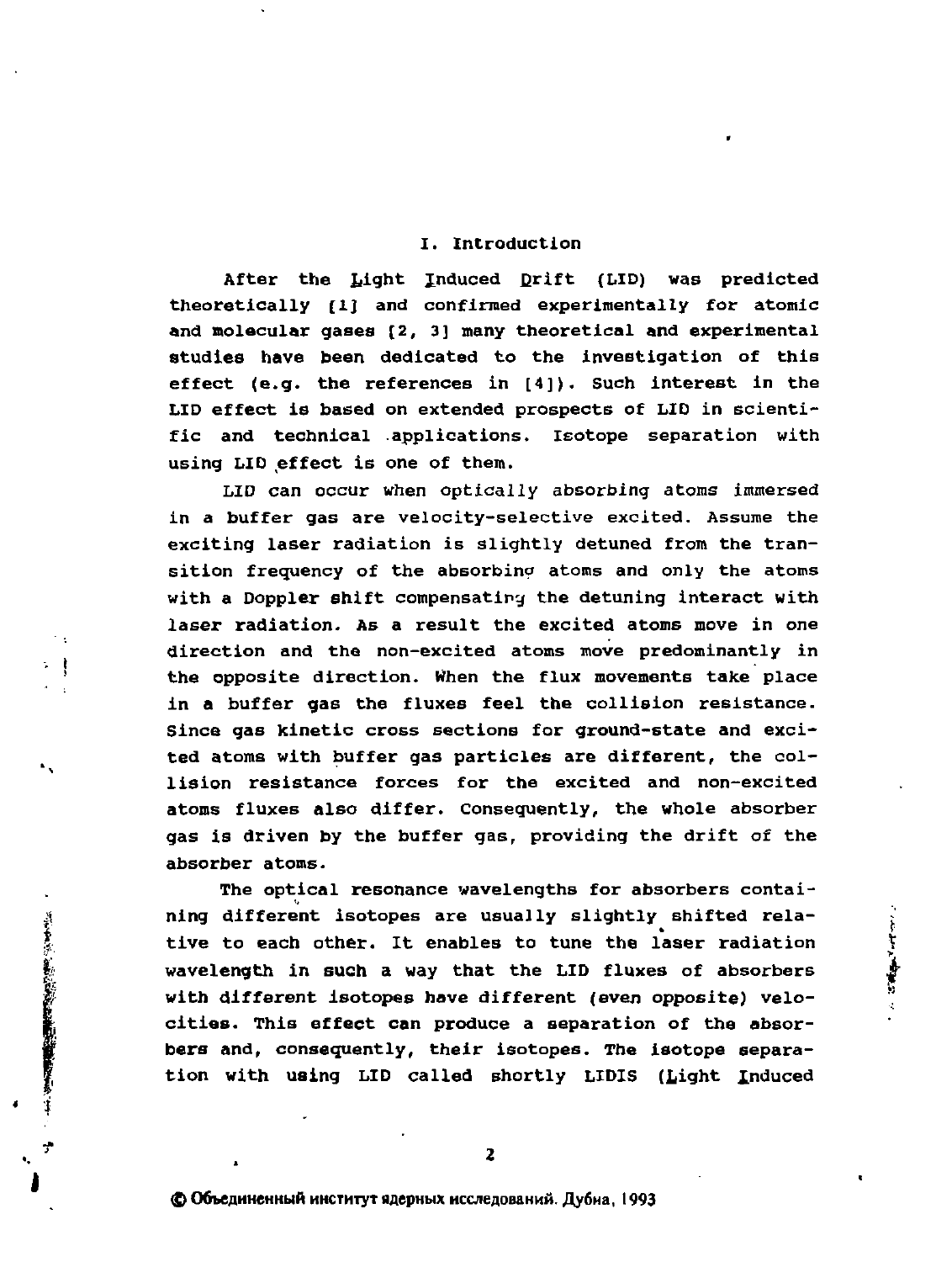## I. Introduction

After the Light Induced Drift (LID) was predicted theoretically [1] and confirmed experimentally for atomic and molecular gases [2, 3] many theoretical and experimental studies have been dedicated to the investigation of this effect (e.g. the references in [4]). Such interest in the LID effect is based on extended prospects of LID in scientific and technical applications. Isotope separation with using LID effect is one of them.

LID can occur when optically absorbing atoms immersed in a buffer gas are velocity-selective excited. Assume the exciting laser radiation is slightly detuned from the transition frequency of the absorbing atoms and only the atoms with a Doppler shift compensating the detuning interact with laser radiation. As a result the excited atoms move in one direction and the non-excited atoms move predominantly in the opposite direction. When the flux movements take place in a buffer gas the fluxes feel the collision resistance. Since gas kinetic cross sections for ground-state and excited atoms with buffer gas particles are different, the collision resistance forces for the excited and non-excited atoms fluxes also differ. Consequently, the whole absorber gas is driven by the buffer gas, providing the drift of the absorber atoms.

The optical resonance wavelengths for absorbers containing different isotopes are usually slightly shifted relative to each other. It enables to tune the laser radiation wavelength in such a way that the LID fluxes of absorbers with different isotopes have different (even opposite) velocities. This effect can produce a separation of the absorbers and, consequently, their isotopes. The isotope separation with using LID called shortly LIDIS (Light Induced

© Объединенный институт ядерных исследований. Дубна, 1993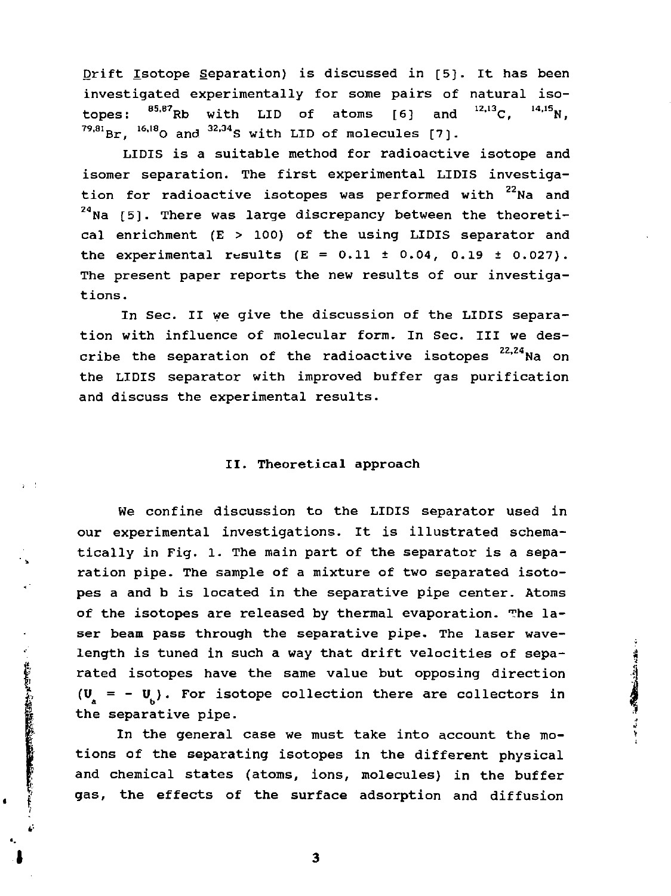Drift Isotope Separation) is discussed in [5]. It has been investigated experimentally for some pairs of natural isotopes: $^{85,87}Rb$ with LID of atoms [6] and $^{12,13}C$, $^{14,15}N$, $^{79,81}Br$, $^{16,18}O$ and $^{32,34}S$ with LID of molecules [7].

LIDIS is a suitable method for radioactive isotope and isomer separation. The first experimental LIDIS investigation for radioactive isotopes was performed with $^{22}Na$ and $^{24}Na$ [5]. There was large discrepancy between the theoretical enrichment ($E > 100$) of the using LIDIS separator and the experimental results ($E = 0.11 \pm 0.04$, $0.19 \pm 0.027$). The present paper reports the new results of our investigations.

In Sec. II we give the discussion of the LIDIS separation with influence of molecular form. In Sec. III we describe the separation of the radioactive isotopes $^{22,24}Na$ on the LIDIS separator with improved buffer gas purification and discuss the experimental results.

## II. Theoretical approach

We confine discussion to the LIDIS separator used in our experimental investigations. It is illustrated schematically in Fig. 1. The main part of the separator is a separation pipe. The sample of a mixture of two separated isotopes a and b is located in the separative pipe center. Atoms of the isotopes are released by thermal evaporation. The laser beam pass through the separative pipe. The laser wavelength is tuned in such a way that drift velocities of separated isotopes have the same value but opposing direction ($U_a = - U_b$). For isotope collection there are collectors in the separative pipe.

In the general case we must take into account the motions of the separating isotopes in the different physical and chemical states (atoms, ions, molecules) in the buffer gas, the effects of the surface adsorption and diffusion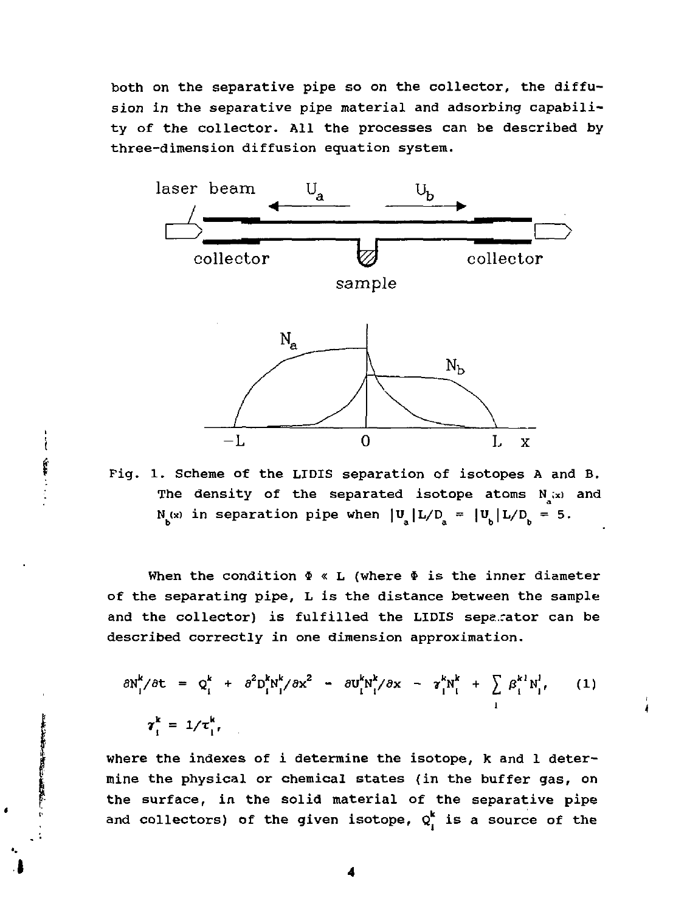both on the separative pipe so on the collector, the diffusion in the separative pipe material and adsorbing capability of the collector. All the processes can be described by three-dimension diffusion equation system.

Fig. 1. Scheme of the LIDIS separation of isotopes A and B. The density of the separated isotope atoms $N_a(x)$ and $N_b(x)$ in separation pipe when $|U_a|L/D_a = |U_b|L/D_b = 5$.

When the condition $\Phi \ll L$ (where $\Phi$ is the inner diameter of the separating pipe, L is the distance between the sample and the collector) is fulfilled the LIDIS separator can be described correctly in one dimension approximation.

$$\partial N_i^k/\partial t = Q_i^k + \partial^2 D_i^k N_i^k/\partial x^2 - \partial U_i^k N_i^k/\partial x - \gamma_i^k N_i^k + \sum_l \beta_i^{kl} N_i^l, \qquad (1)$$

$$\gamma_i^k = 1/\tau_i^k,$$

where the indexes of i determine the isotope, k and l determine the physical or chemical states (in the buffer gas, on the surface, in the solid material of the separative pipe and collectors) of the given isotope, $Q_i^k$ is a source of the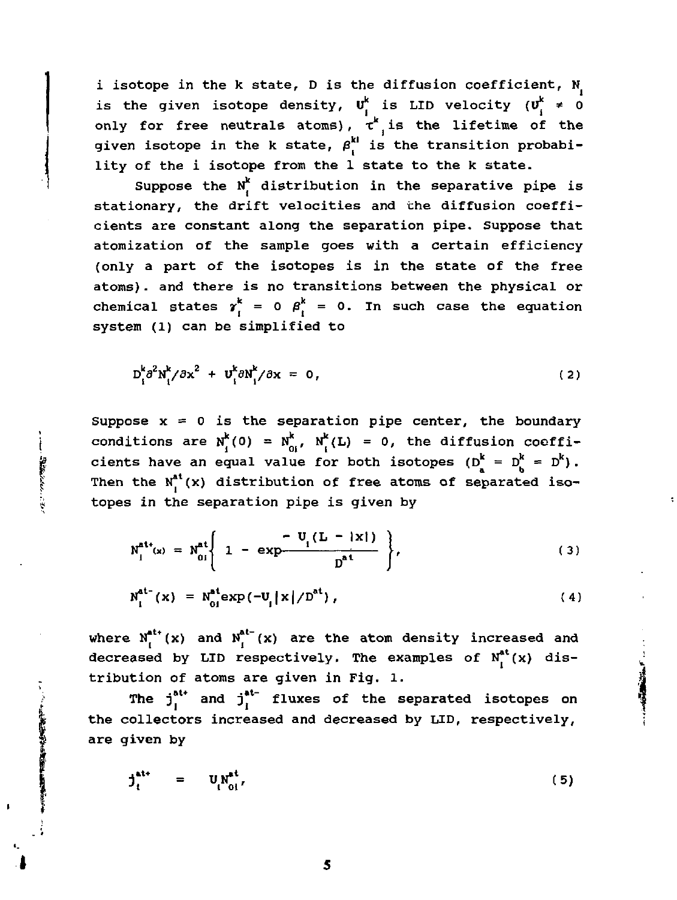i isotope in the k state, D is the diffusion coefficient, $N_i$ is the given isotope density, $U_i^k$ is LID velocity ($U_i^k \neq 0$ only for free neutrals atoms), $\tau^k_i$ is the lifetime of the given isotope in the k state, $\beta_i^{kl}$ is the transition probability of the i isotope from the l state to the k state.

Suppose the $N_i^k$ distribution in the separative pipe is stationary, the drift velocities and the diffusion coefficients are constant along the separation pipe. Suppose that atomization of the sample goes with a certain efficiency (only a part of the isotopes is in the state of the free atoms). and there is no transitions between the physical or chemical states $\gamma_i^k = 0$ $\beta_i^k = 0$. In such case the equation system (1) can be simplified to

$$D_i^k \partial^2 N_i^k/\partial x^2 + U_i^k \partial N_i^k/\partial x = 0, \tag{2}$$

Suppose $x = 0$ is the separation pipe center, the boundary conditions are $N_i^k(0) = N_{0i}^k$, $N_i^k(L) = 0$, the diffusion coefficients have an equal value for both isotopes ($D_a^k = D_b^k = D^k$). Then the $N_i^{at}(x)$ distribution of free atoms of separated isotopes in the separation pipe is given by

$$N_i^{at+}(x) = N_{0i}^{at}\left\{ 1 - \exp\frac{-U_i(L - |x|)}{D^{at}} \right\}, \tag{3}$$

$$N_i^{at-}(x) = N_{0i}^{at}\exp(-U_i|x|/D^{at}), \tag{4}$$

where $N_i^{at+}(x)$ and $N_i^{at-}(x)$ are the atom density increased and decreased by LID respectively. The examples of $N_i^{at}(x)$ distribution of atoms are given in Fig. 1.

The $j_i^{at+}$ and $j_i^{at-}$ fluxes of the separated isotopes on the collectors increased and decreased by LID, respectively, are given by

$$j_i^{at+} = U_i N_{0i}^{at}, \tag{5}$$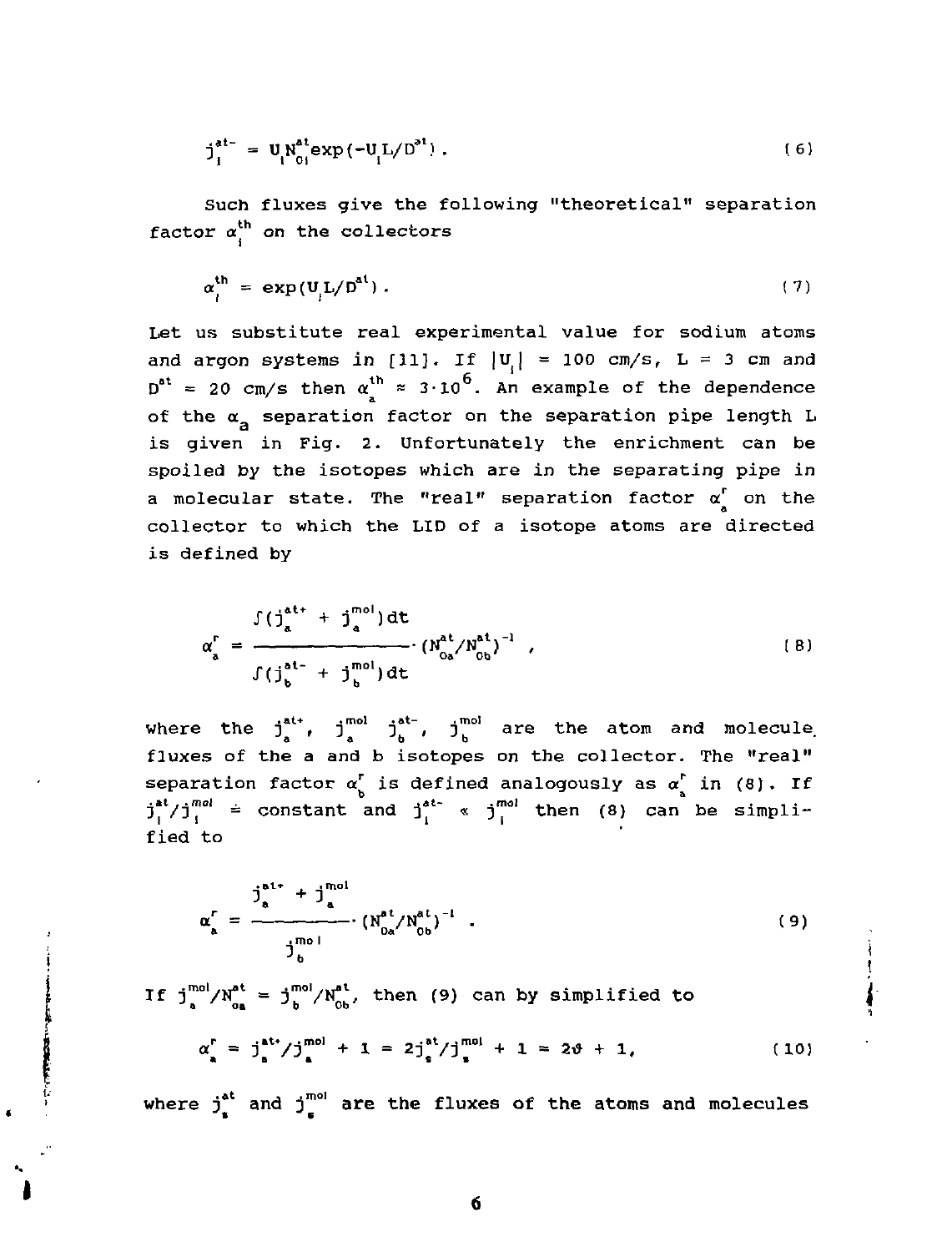$$j_i^{at-} = U_i N_{0i}^{at} \exp(-U_i L/D^{at}) . \tag{6}$$

Such fluxes give the following "theoretical" separation factor $\alpha_i^{th}$ on the collectors

$$\alpha_i^{th} = \exp(U_i L/D^{at}) . \tag{7}$$

Let us substitute real experimental value for sodium atoms and argon systems in [11]. If $|U_i| = 100$ cm/s, $L = 3$ cm and $D^{at} = 20$ cm/s then $\alpha_a^{th} \approx 3\cdot 10^6$. An example of the dependence of the $\alpha_a$ separation factor on the separation pipe length L is given in Fig. 2. Unfortunately the enrichment can be spoiled by the isotopes which are in the separating pipe in a molecular state. The "real" separation factor $\alpha_a^r$ on the collector to which the LID of a isotope atoms are directed is defined by

$$\alpha_a^r = \frac{\int (j_a^{at+} + j_a^{mol})dt}{\int (j_b^{at-} + j_b^{mol})dt} \cdot (N_{0a}^{at}/N_{0b}^{at})^{-1} , \tag{8}$$

where the $j_a^{at+}$, $j_a^{mol}$ $j_b^{at-}$, $j_b^{mol}$ are the atom and molecule fluxes of the a and b isotopes on the collector. The "real" separation factor $\alpha_b^r$ is defined analogously as $\alpha_a^r$ in (8). If $j_i^{at}/j_i^{mol} \doteq$ constant and $j_i^{at-} \ll j_i^{mol}$ then (8) can be simplified to

$$\alpha_a^r = \frac{j_a^{at+} + j_a^{mol}}{j_b^{mol}} \cdot (N_{0a}^{at}/N_{0b}^{at})^{-1} . \tag{9}$$

If $j_a^{mol}/N_{0a}^{at} = j_b^{mol}/N_{0b}^{at}$, then (9) can by simplified to

$$\alpha_a^r = j_a^{at+}/j_a^{mol} + 1 = 2j_s^{at}/j_s^{mol} + 1 = 2\vartheta + 1, \tag{10}$$

where $j_s^{at}$ and $j_s^{mol}$ are the fluxes of the atoms and molecules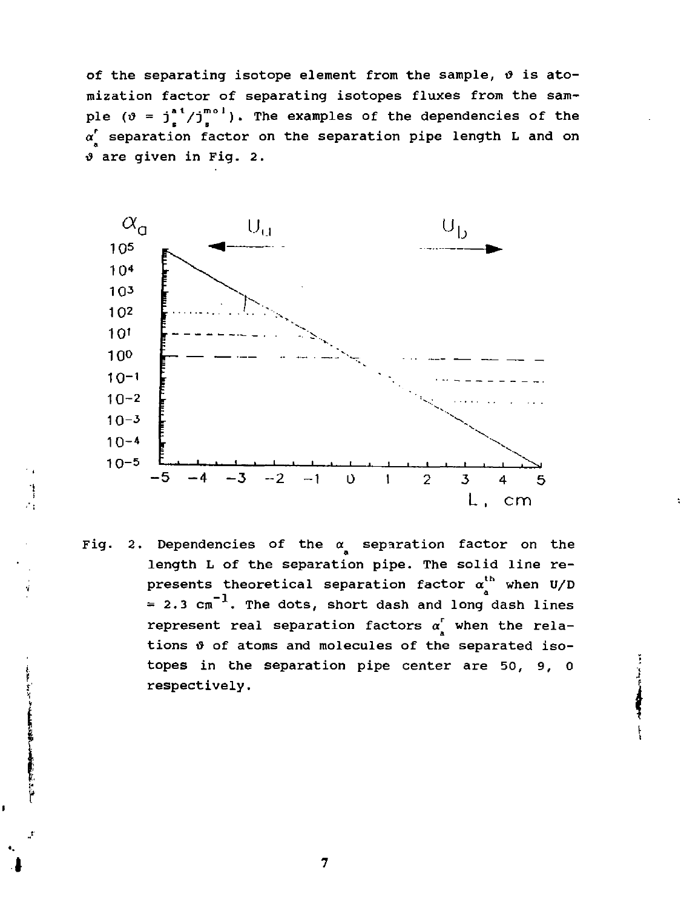of the separating isotope element from the sample, $\vartheta$ is atomization factor of separating isotopes fluxes from the sample ($\vartheta = j_s^{at}/j_s^{mol}$). The examples of the dependencies of the $\alpha_a^r$ separation factor on the separation pipe length L and on $\vartheta$ are given in Fig. 2.

Fig. 2. Dependencies of the $\alpha_a$ separation factor on the length L of the separation pipe. The solid line represents theoretical separation factor $\alpha_a^{th}$ when U/D = 2.3 $cm^{-1}$. The dots, short dash and long dash lines represent real separation factors $\alpha_a^r$ when the relations $\vartheta$ of atoms and molecules of the separated isotopes in the separation pipe center are 50, 9, 0 respectively.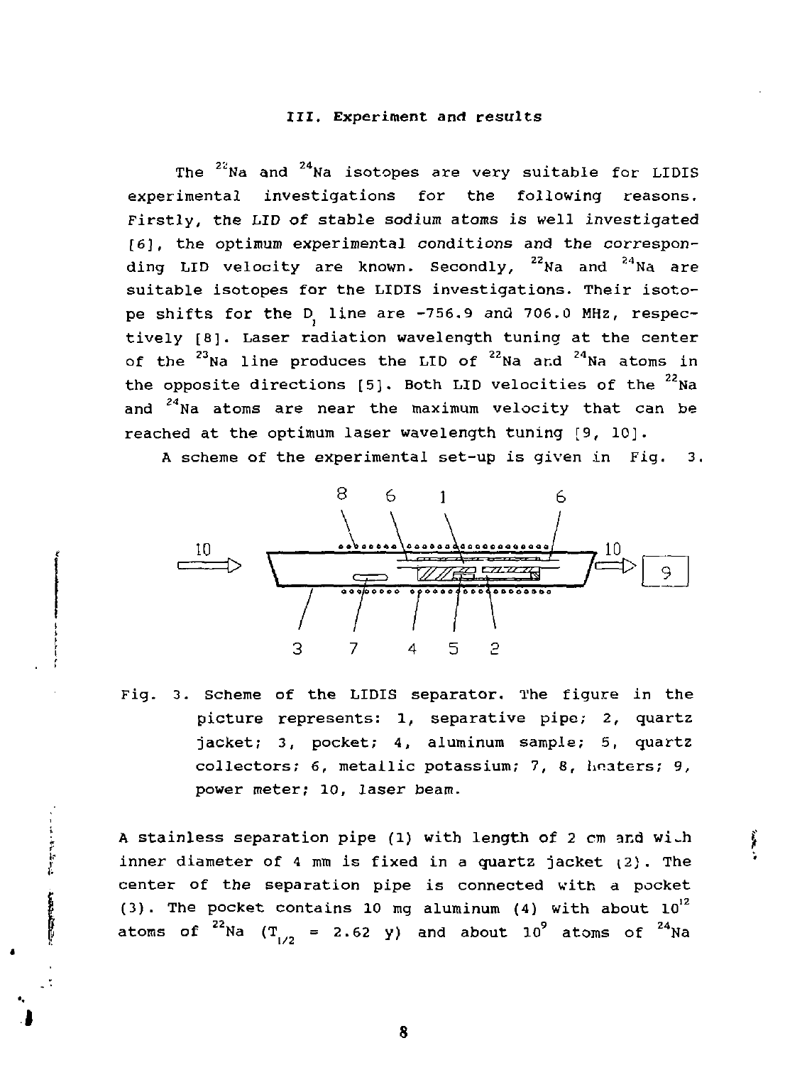## III. Experiment and results

The $^{22}Na$ and $^{24}Na$ isotopes are very suitable for LIDIS experimental investigations for the following reasons. Firstly, the LID of stable sodium atoms is well investigated [6], the optimum experimental conditions and the corresponding LID velocity are known. Secondly, $^{22}Na$ and $^{24}Na$ are suitable isotopes for the LIDIS investigations. Their isotope shifts for the $D_1$ line are -756.9 and 706.0 MHz, respectively [8]. Laser radiation wavelength tuning at the center of the $^{23}Na$ line produces the LID of $^{22}Na$ and $^{24}Na$ atoms in the opposite directions [5]. Both LID velocities of the $^{22}Na$ and $^{24}Na$ atoms are near the maximum velocity that can be reached at the optimum laser wavelength tuning [9, 10].

A scheme of the experimental set-up is given in Fig. 3.

Fig. 3. Scheme of the LIDIS separator. The figure in the picture represents: 1, separative pipe; 2, quartz jacket; 3, pocket; 4, aluminum sample; 5, quartz collectors; 6, metallic potassium; 7, 8, heaters; 9, power meter; 10, laser beam.

A stainless separation pipe (1) with length of 2 cm and with inner diameter of 4 mm is fixed in a quartz jacket (2). The center of the separation pipe is connected with a pocket (3). The pocket contains 10 mg aluminum (4) with about $10^{12}$ atoms of $^{22}Na$ ($T_{1/2}$ = 2.62 y) and about $10^{9}$ atoms of $^{24}Na$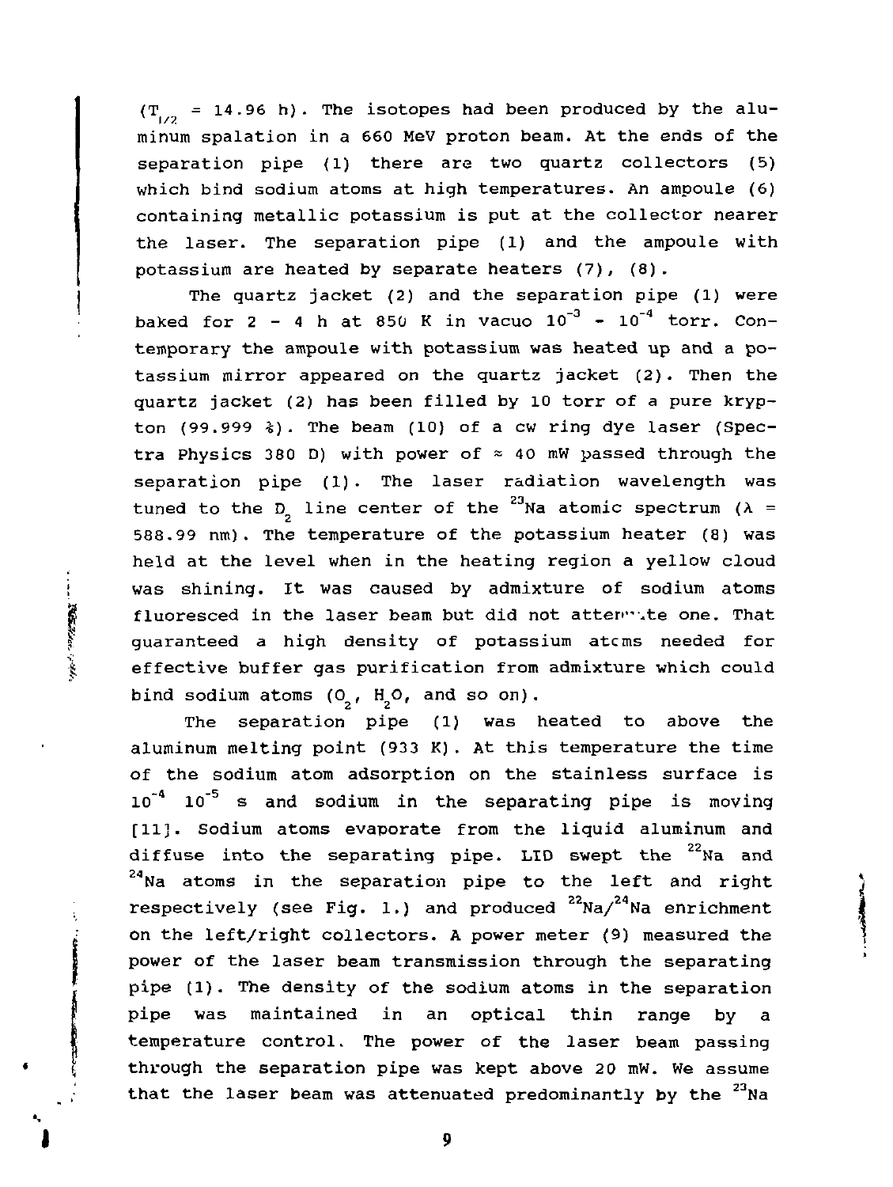($T_{1/2}$ = 14.96 h). The isotopes had been produced by the aluminum spalation in a 660 MeV proton beam. At the ends of the separation pipe (1) there are two quartz collectors (5) which bind sodium atoms at high temperatures. An ampoule (6) containing metallic potassium is put at the collector nearer the laser. The separation pipe (1) and the ampoule with potassium are heated by separate heaters (7), (8).

The quartz jacket (2) and the separation pipe (1) were baked for 2 - 4 h at 850 K in vacuo $10^{-3}$ - $10^{-4}$ torr. Contemporary the ampoule with potassium was heated up and a potassium mirror appeared on the quartz jacket (2). Then the quartz jacket (2) has been filled by 10 torr of a pure krypton (99.999 %). The beam (10) of a cw ring dye laser (Spectra Physics 380 D) with power of ≈ 40 mW passed through the separation pipe (1). The laser radiation wavelength was tuned to the $D_2$ line center of the $^{23}$Na atomic spectrum ($\lambda$ = 588.99 nm). The temperature of the potassium heater (8) was held at the level when in the heating region a yellow cloud was shining. It was caused by admixture of sodium atoms fluoresced in the laser beam but did not attenuate one. That guaranteed a high density of potassium atoms needed for effective buffer gas purification from admixture which could bind sodium atoms ($O_2$, $H_2O$, and so on).

The separation pipe (1) was heated to above the aluminum melting point (933 K). At this temperature the time of the sodium atom adsorption on the stainless surface is $10^{-4}$ $10^{-5}$ s and sodium in the separating pipe is moving [11]. Sodium atoms evaporate from the liquid aluminum and diffuse into the separating pipe. LID swept the $^{22}$Na and $^{24}$Na atoms in the separation pipe to the left and right respectively (see Fig. 1.) and produced $^{22}$Na/$^{24}$Na enrichment on the left/right collectors. A power meter (9) measured the power of the laser beam transmission through the separating pipe (1). The density of the sodium atoms in the separation pipe was maintained in an optical thin range by a temperature control. The power of the laser beam passing through the separation pipe was kept above 20 mW. We assume that the laser beam was attenuated predominantly by the $^{23}$Na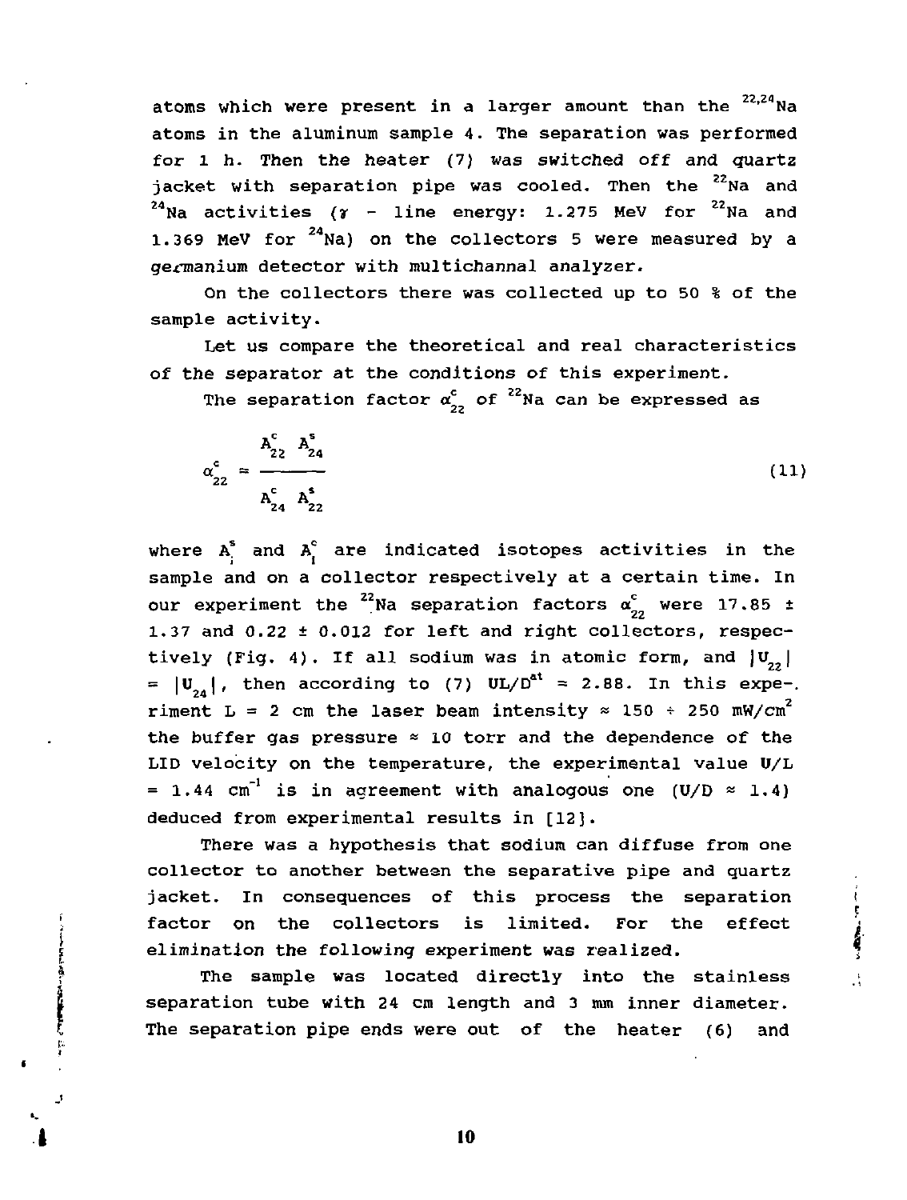atoms which were present in a larger amount than the $^{22,24}$Na atoms in the aluminum sample 4. The separation was performed for 1 h. Then the heater (7) was switched off and quartz jacket with separation pipe was cooled. Then the $^{22}$Na and $^{24}$Na activities ($\gamma$ - line energy: 1.275 MeV for $^{22}$Na and 1.369 MeV for $^{24}$Na) on the collectors 5 were measured by a germanium detector with multichannal analyzer.

On the collectors there was collected up to 50 % of the sample activity.

Let us compare the theoretical and real characteristics of the separator at the conditions of this experiment.

The separation factor $\alpha^c_{22}$ of $^{22}$Na can be expressed as

$$\alpha^c_{22} = \frac{A^c_{22}\ A^s_{24}}{A^c_{24}\ A^s_{22}} \tag{11}$$

where $A^s_i$ and $A^c_i$ are indicated isotopes activities in the sample and on a collector respectively at a certain time. In our experiment the $^{22}$Na separation factors $\alpha^c_{22}$ were 17.85 ± 1.37 and 0.22 ± 0.012 for left and right collectors, respectively (Fig. 4). If all sodium was in atomic form, and $|U_{22}| = |U_{24}|$, then according to (7) $UL/D^{at} \approx 2.88$. In this experiment L = 2 cm the laser beam intensity ≈ 150 ÷ 250 mW/cm$^2$ the buffer gas pressure ≈ 10 torr and the dependence of the LID velocity on the temperature, the experimental value U/L = 1.44 cm$^{-1}$ is in agreement with analogous one (U/D ≈ 1.4) deduced from experimental results in [12].

There was a hypothesis that sodium can diffuse from one collector to another between the separative pipe and quartz jacket. In consequences of this process the separation factor on the collectors is limited. For the effect elimination the following experiment was realized.

The sample was located directly into the stainless separation tube with 24 cm length and 3 mm inner diameter. The separation pipe ends were out of the heater (6) and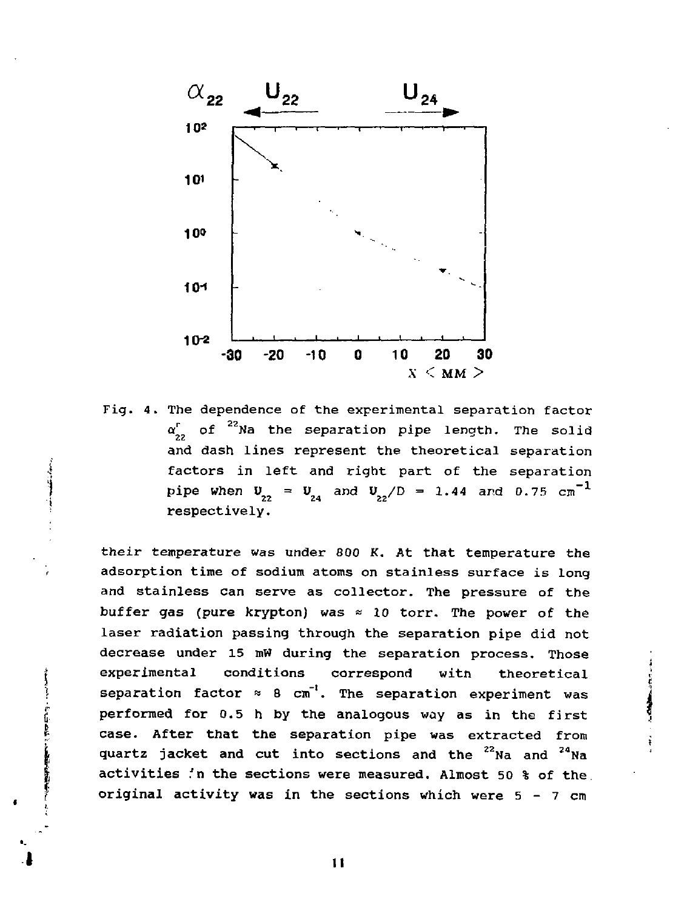Fig. 4. The dependence of the experimental separation factor $\alpha^{r}_{22}$ of $^{22}$Na the separation pipe length. The solid and dash lines represent the theoretical separation factors in left and right part of the separation pipe when $U_{22} = U_{24}$ and $U_{22}/D = 1.44$ and $0.75\ cm^{-1}$ respectively.

their temperature was under 800 K. At that temperature the adsorption time of sodium atoms on stainless surface is long and stainless can serve as collector. The pressure of the buffer gas (pure krypton) was ≈ 10 torr. The power of the laser radiation passing through the separation pipe did not decrease under 15 mW during the separation process. Those experimental conditions correspond witn theoretical separation factor ≈ 8 $cm^{-1}$. The separation experiment was performed for 0.5 h by the analogous way as in the first case. After that the separation pipe was extracted from quartz jacket and cut into sections and the $^{22}$Na and $^{24}$Na activities in the sections were measured. Almost 50 % of the original activity was in the sections which were 5 - 7 cm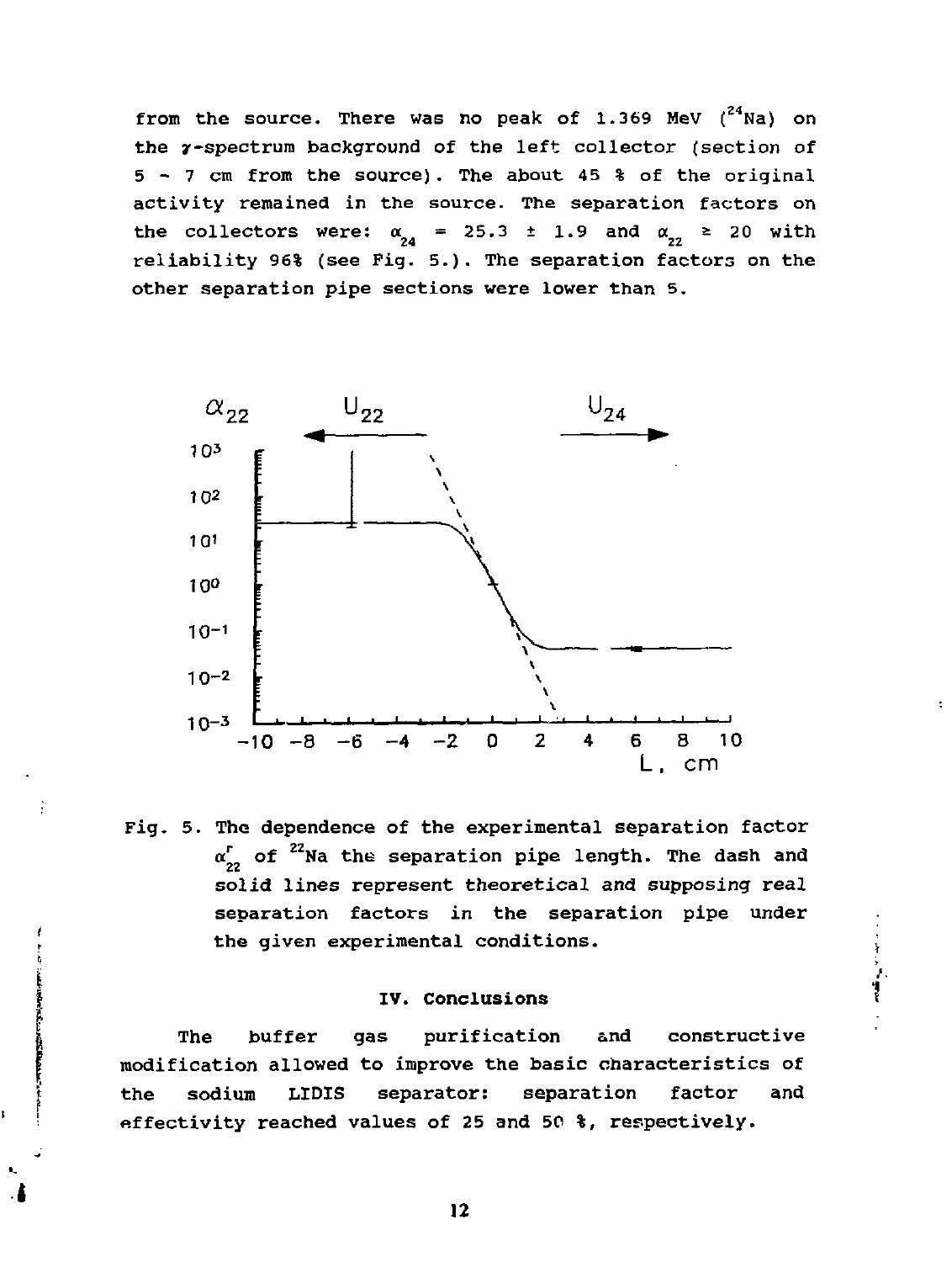from the source. There was no peak of 1.369 MeV ($^{24}$Na) on the $\gamma$-spectrum background of the left collector (section of 5 - 7 cm from the source). The about 45 % of the original activity remained in the source. The separation factors on the collectors were: $\alpha_{24}$ = 25.3 ± 1.9 and $\alpha_{22}$ ≥ 20 with reliability 96% (see Fig. 5.). The separation factors on the other separation pipe sections were lower than 5.

Fig. 5. The dependence of the experimental separation factor $\alpha^{r}_{22}$ of $^{22}$Na the separation pipe length. The dash and solid lines represent theoretical and supposing real separation factors in the separation pipe under the given experimental conditions.

## IV. Conclusions

The buffer gas purification and constructive modification allowed to improve the basic characteristics of the sodium LIDIS separator: separation factor and effectivity reached values of 25 and 50 %, respectively.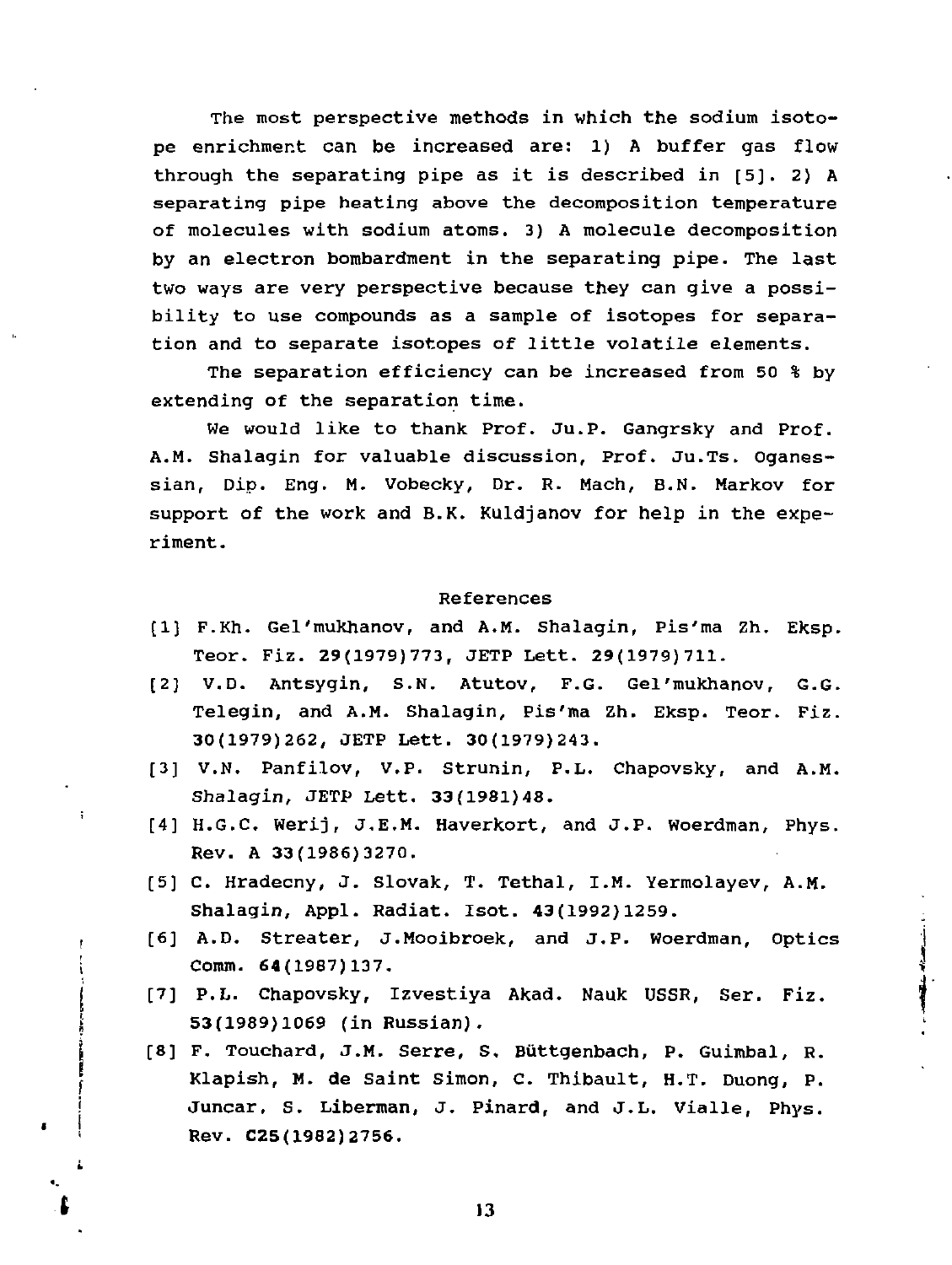The most perspective methods in which the sodium isotope enrichment can be increased are: 1) A buffer gas flow through the separating pipe as it is described in [5]. 2) A separating pipe heating above the decomposition temperature of molecules with sodium atoms. 3) A molecule decomposition by an electron bombardment in the separating pipe. The last two ways are very perspective because they can give a possibility to use compounds as a sample of isotopes for separation and to separate isotopes of little volatile elements.

The separation efficiency can be increased from 50 % by extending of the separation time.

We would like to thank Prof. Ju.P. Gangrsky and Prof. A.M. Shalagin for valuable discussion, Prof. Ju.Ts. Oganessian, Dip. Eng. M. Vobecky, Dr. R. Mach, B.N. Markov for support of the work and B.K. Kuldjanov for help in the experiment.

## References

[1] F.Kh. Gel'mukhanov, and A.M. Shalagin, Pis'ma Zh. Eksp. Teor. Fiz. **29**(1979)773, JETP Lett. **29**(1979)711.

[2] V.D. Antsygin, S.N. Atutov, F.G. Gel'mukhanov, G.G. Telegin, and A.M. Shalagin, Pis'ma Zh. Eksp. Teor. Fiz. **30**(1979)262, JETP Lett. **30**(1979)243.

[3] V.N. Panfilov, V.P. Strunin, P.L. Chapovsky, and A.M. Shalagin, JETP Lett. **33**(1981)48.

[4] H.G.C. Werij, J.E.M. Haverkort, and J.P. Woerdman, Phys. Rev. A **33**(1986)3270.

[5] C. Hradecny, J. Slovak, T. Tethal, I.M. Yermolayev, A.M. Shalagin, Appl. Radiat. Isot. **43**(1992)1259.

[6] A.D. Streater, J.Mooibroek, and J.P. Woerdman, Optics Comm. **64**(1987)137.

[7] P.L. Chapovsky, Izvestiya Akad. Nauk USSR, Ser. Fiz. **53**(1989)1069 (in Russian).

[8] F. Touchard, J.M. Serre, S. Büttgenbach, P. Guimbal, R. Klapish, M. de Saint Simon, C. Thibault, H.T. Duong, P. Juncar, S. Liberman, J. Pinard, and J.L. Vialle, Phys. Rev. **C25**(1982)2756.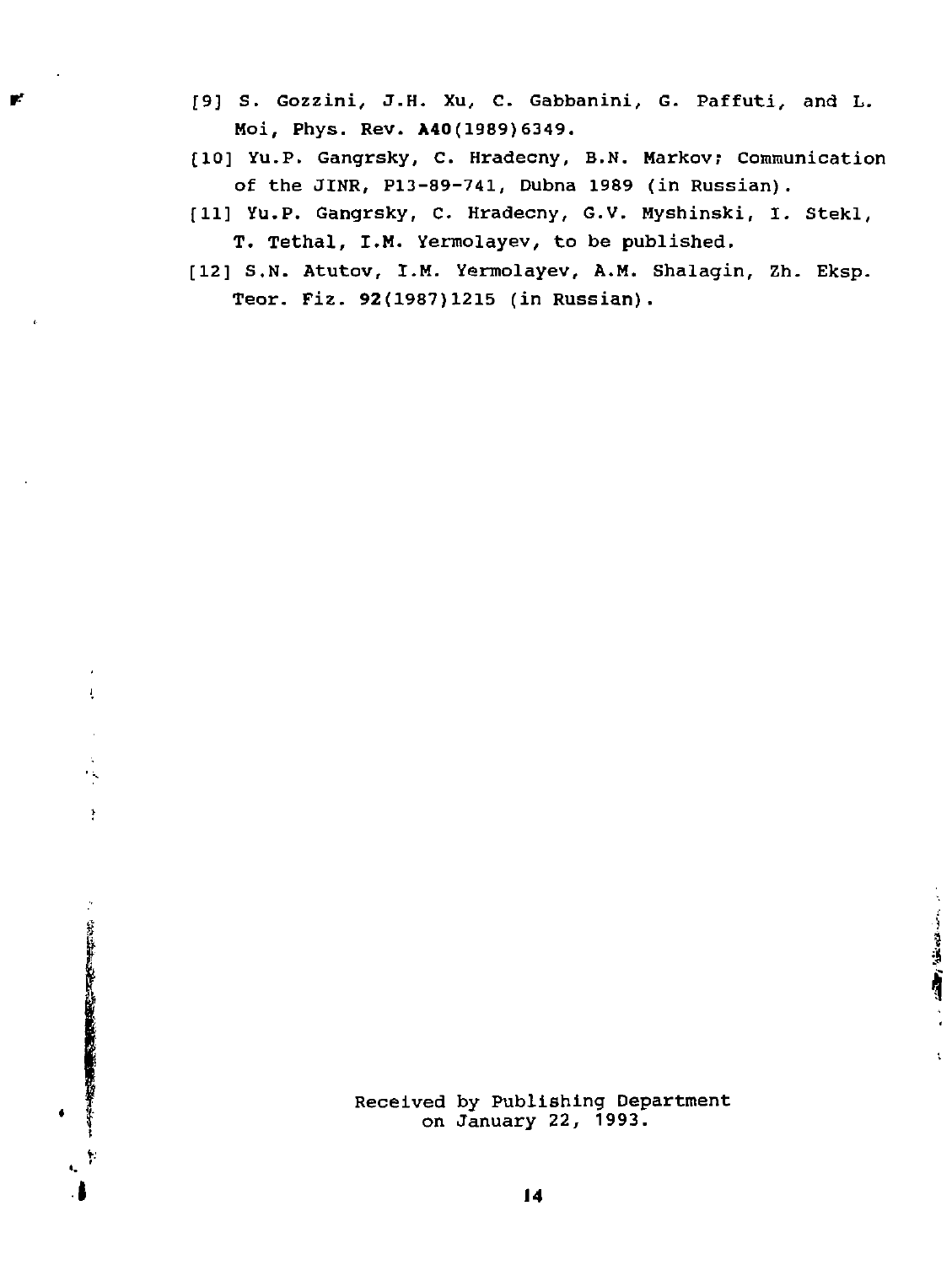[9] S. Gozzini, J.H. Xu, C. Gabbanini, G. Paffuti, and L. Moi, Phys. Rev. **A40**(1989)6349.

[10] Yu.P. Gangrsky, C. Hradecny, B.N. Markov; Communication of the JINR, P13-89-741, Dubna 1989 (in Russian).

[11] Yu.P. Gangrsky, C. Hradecny, G.V. Myshinski, I. Stekl, T. Tethal, I.M. Yermolayev, to be published.

[12] S.N. Atutov, I.M. Yermolayev, A.M. Shalagin, Zh. Eksp. Teor. Fiz. **92**(1987)1215 (in Russian).

Received by Publishing Department
on January 22, 1993.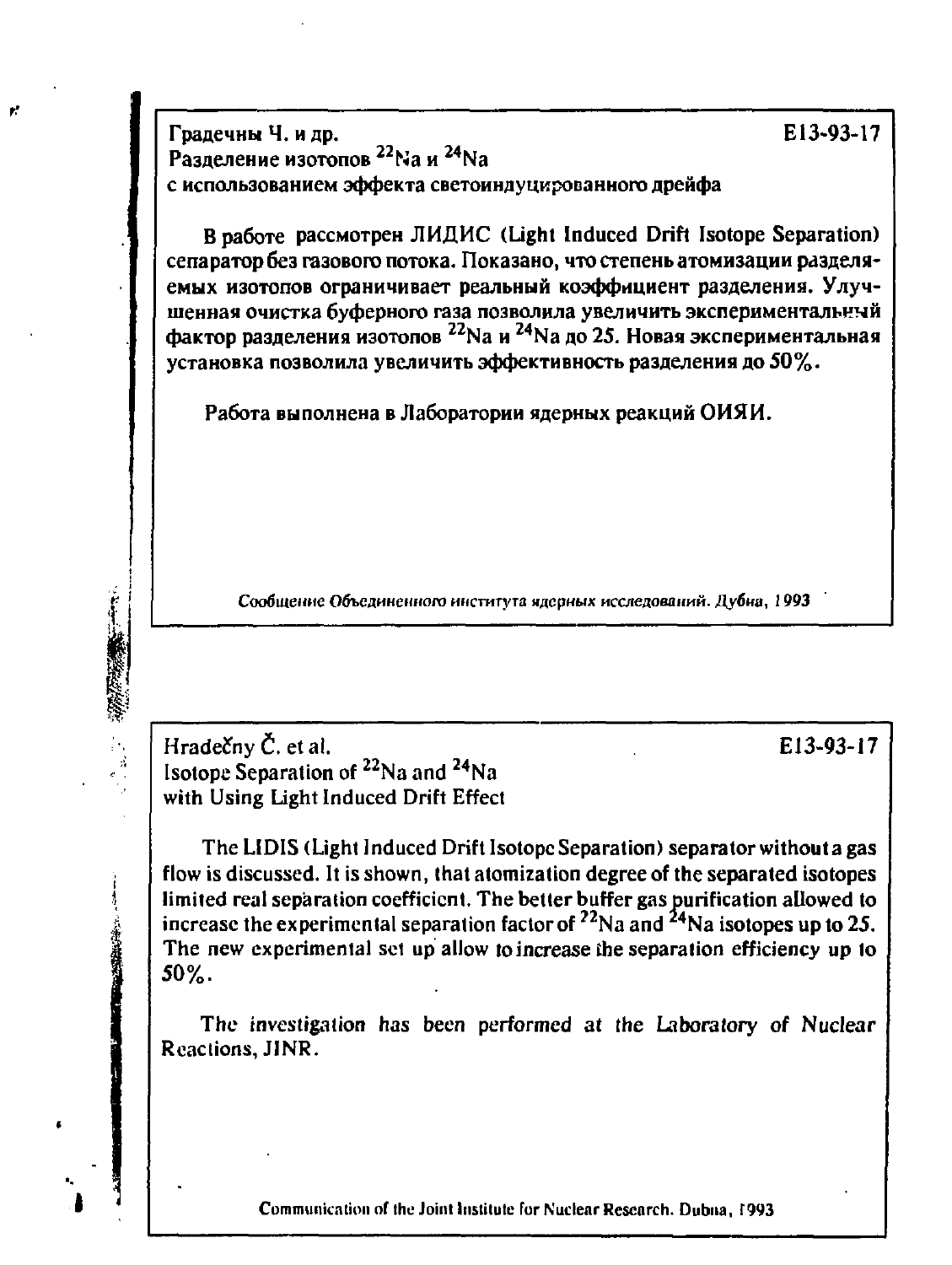Градечны Ч. и др. E13-93-17

Разделение изотопов $^{22}Na$ и $^{24}Na$ с использованием эффекта светоиндуцированного дрейфа

В работе рассмотрен ЛИДИС (Light Induced Drift Isotope Separation) сепаратор без газового потока. Показано, что степень атомизации разделяемых изотопов ограничивает реальный коэффициент разделения. Улучшенная очистка буферного газа позволила увеличить экспериментальный фактор разделения изотопов $^{22}Na$ и $^{24}Na$ до 25. Новая экспериментальная установка позволила увеличить эффективность разделения до 50%.

Работа выполнена в Лаборатории ядерных реакций ОИЯИ.

*Сообщение Объединенного института ядерных исследований. Дубна, 1993*

---

Hradečny Č. et al. E13-93-17

Isotope Separation of $^{22}Na$ and $^{24}Na$ with Using Light Induced Drift Effect

The LIDIS (Light Induced Drift Isotope Separation) separator without a gas flow is discussed. It is shown, that atomization degree of the separated isotopes limited real separation coefficient. The better buffer gas purification allowed to increase the experimental separation factor of $^{22}Na$ and $^{24}Na$ isotopes up to 25. The new experimental set up allow to increase the separation efficiency up to 50%.

*The investigation has been performed at the Laboratory of Nuclear Reactions, JINR.*

Communication of the Joint Institute for Nuclear Research. Dubna, 1993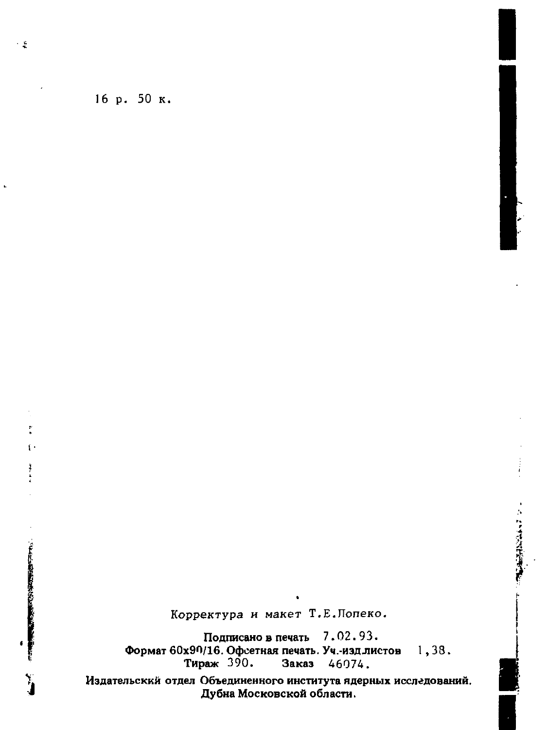16 р. 50 к.

Корректура и макет Т.Е.Попеко.

Подписано в печать 7.02.93.
Формат 60x90/16. Офсетная печать. Уч.-изд.листов 1,38.
Тираж 390. Заказ 46074.

Издательский отдел Объединенного института ядерных исследований.
Дубна Московской области.